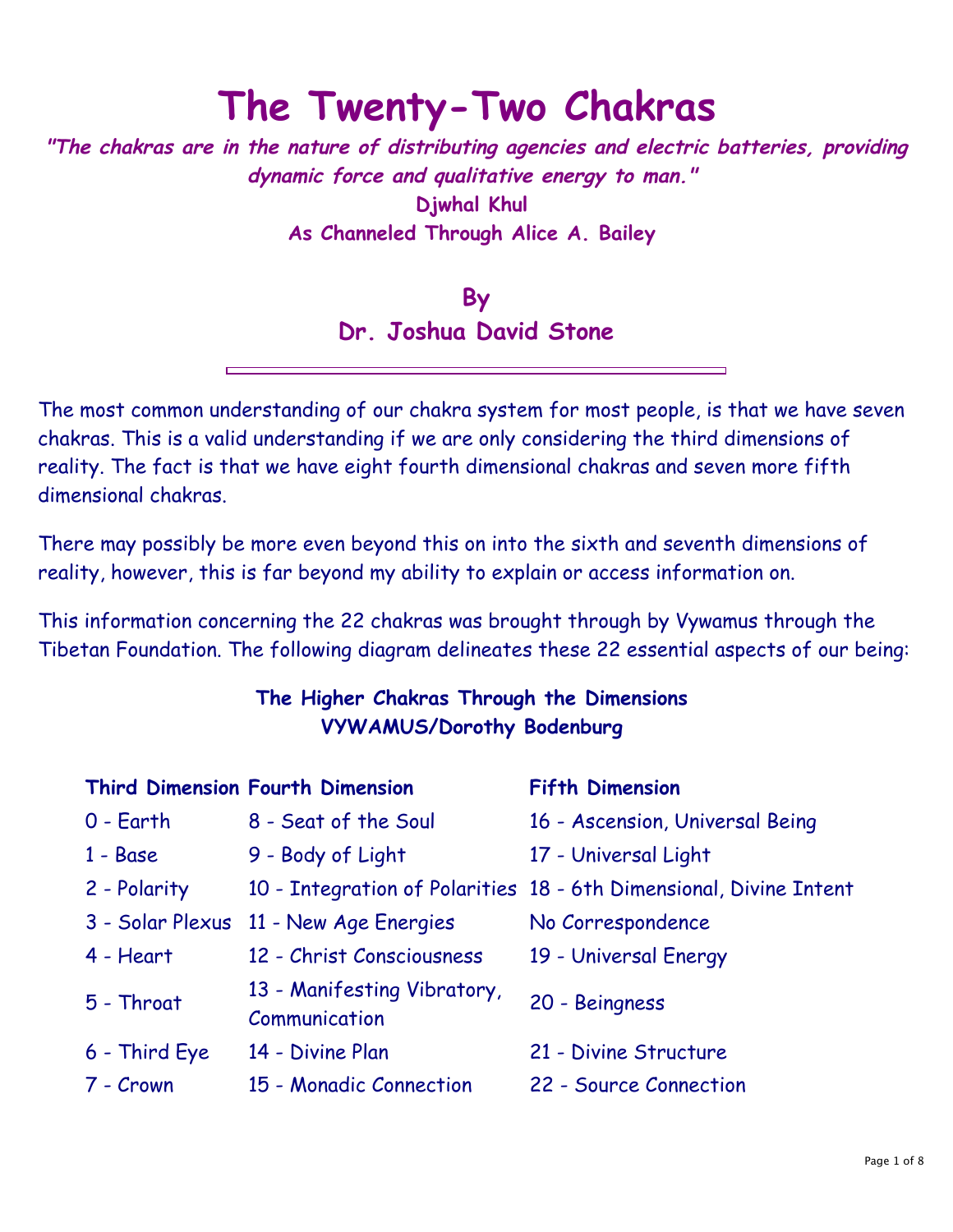# The Twenty-Two Chakras

***"The chakras are in the nature of distributing agencies and electric batteries, providing dynamic force and qualitative energy to man."***

**Djwhal Khul**

**As Channeled Through Alice A. Bailey**

**By**

**Dr. Joshua David Stone**

---

The most common understanding of our chakra system for most people, is that we have seven chakras. This is a valid understanding if we are only considering the third dimensions of reality. The fact is that we have eight fourth dimensional chakras and seven more fifth dimensional chakras.

There may possibly be more even beyond this on into the sixth and seventh dimensions of reality, however, this is far beyond my ability to explain or access information on.

This information concerning the 22 chakras was brought through by Vywamus through the Tibetan Foundation. The following diagram delineates these 22 essential aspects of our being:

### The Higher Chakras Through the Dimensions
### VYWAMUS/Dorothy Bodenburg

| Third Dimension | Fourth Dimension | Fifth Dimension |
|---|---|---|
| 0 - Earth | 8 - Seat of the Soul | 16 - Ascension, Universal Being |
| 1 - Base | 9 - Body of Light | 17 - Universal Light |
| 2 - Polarity | 10 - Integration of Polarities | 18 - 6th Dimensional, Divine Intent |
| 3 - Solar Plexus | 11 - New Age Energies | No Correspondence |
| 4 - Heart | 12 - Christ Consciousness | 19 - Universal Energy |
| 5 - Throat | 13 - Manifesting Vibratory, Communication | 20 - Beingness |
| 6 - Third Eye | 14 - Divine Plan | 21 - Divine Structure |
| 7 - Crown | 15 - Monadic Connection | 22 - Source Connection |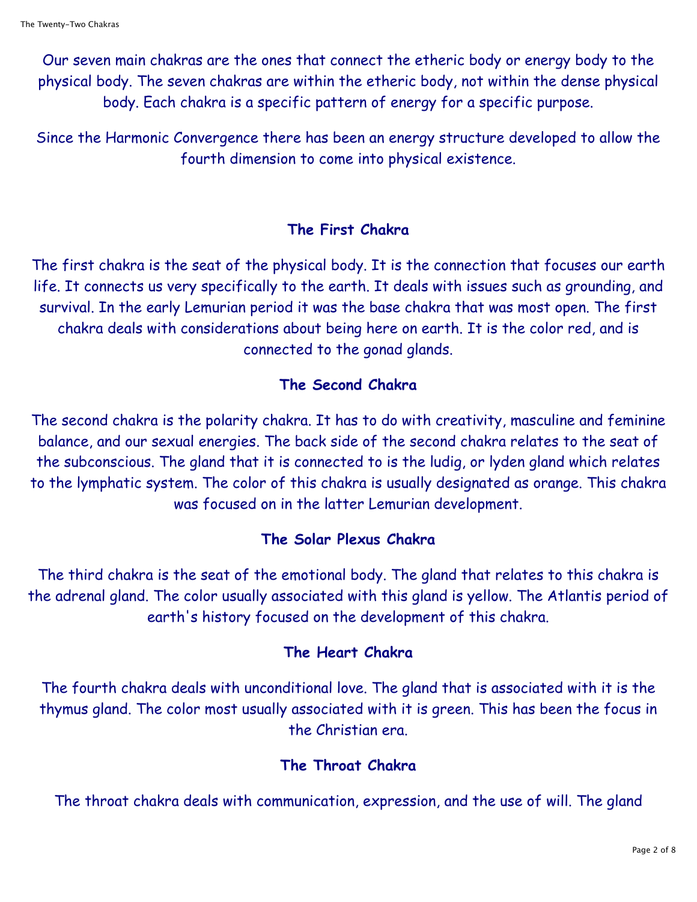Our seven main chakras are the ones that connect the etheric body or energy body to the physical body. The seven chakras are within the etheric body, not within the dense physical body. Each chakra is a specific pattern of energy for a specific purpose.

Since the Harmonic Convergence there has been an energy structure developed to allow the fourth dimension to come into physical existence.

### The First Chakra

The first chakra is the seat of the physical body. It is the connection that focuses our earth life. It connects us very specifically to the earth. It deals with issues such as grounding, and survival. In the early Lemurian period it was the base chakra that was most open. The first chakra deals with considerations about being here on earth. It is the color red, and is connected to the gonad glands.

### The Second Chakra

The second chakra is the polarity chakra. It has to do with creativity, masculine and feminine balance, and our sexual energies. The back side of the second chakra relates to the seat of the subconscious. The gland that it is connected to is the ludig, or lyden gland which relates to the lymphatic system. The color of this chakra is usually designated as orange. This chakra was focused on in the latter Lemurian development.

### The Solar Plexus Chakra

The third chakra is the seat of the emotional body. The gland that relates to this chakra is the adrenal gland. The color usually associated with this gland is yellow. The Atlantis period of earth's history focused on the development of this chakra.

### The Heart Chakra

The fourth chakra deals with unconditional love. The gland that is associated with it is the thymus gland. The color most usually associated with it is green. This has been the focus in the Christian era.

### The Throat Chakra

The throat chakra deals with communication, expression, and the use of will. The gland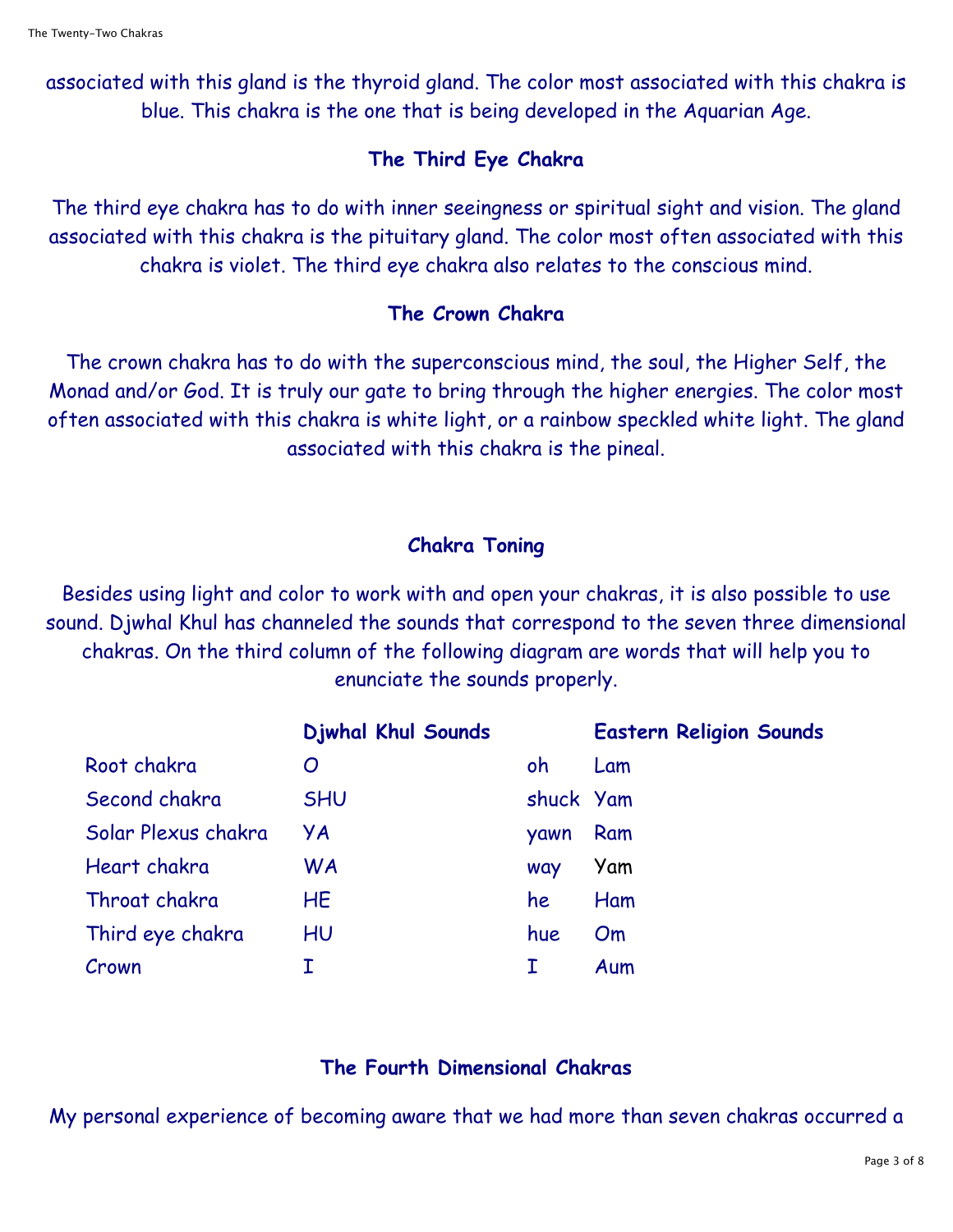associated with this gland is the thyroid gland. The color most associated with this chakra is blue. This chakra is the one that is being developed in the Aquarian Age.

### The Third Eye Chakra

The third eye chakra has to do with inner seeingness or spiritual sight and vision. The gland associated with this chakra is the pituitary gland. The color most often associated with this chakra is violet. The third eye chakra also relates to the conscious mind.

### The Crown Chakra

The crown chakra has to do with the superconscious mind, the soul, the Higher Self, the Monad and/or God. It is truly our gate to bring through the higher energies. The color most often associated with this chakra is white light, or a rainbow speckled white light. The gland associated with this chakra is the pineal.

### Chakra Toning

Besides using light and color to work with and open your chakras, it is also possible to use sound. Djwhal Khul has channeled the sounds that correspond to the seven three dimensional chakras. On the third column of the following diagram are words that will help you to enunciate the sounds properly.

| | **Djwhal Khul Sounds** | | **Eastern Religion Sounds** |
|---|---|---|---|
| Root chakra | O | oh | Lam |
| Second chakra | SHU | shuck | Yam |
| Solar Plexus chakra | YA | yawn | Ram |
| Heart chakra | WA | way | Yam |
| Throat chakra | HE | he | Ham |
| Third eye chakra | HU | hue | Om |
| Crown | I | I | Aum |

### The Fourth Dimensional Chakras

My personal experience of becoming aware that we had more than seven chakras occurred a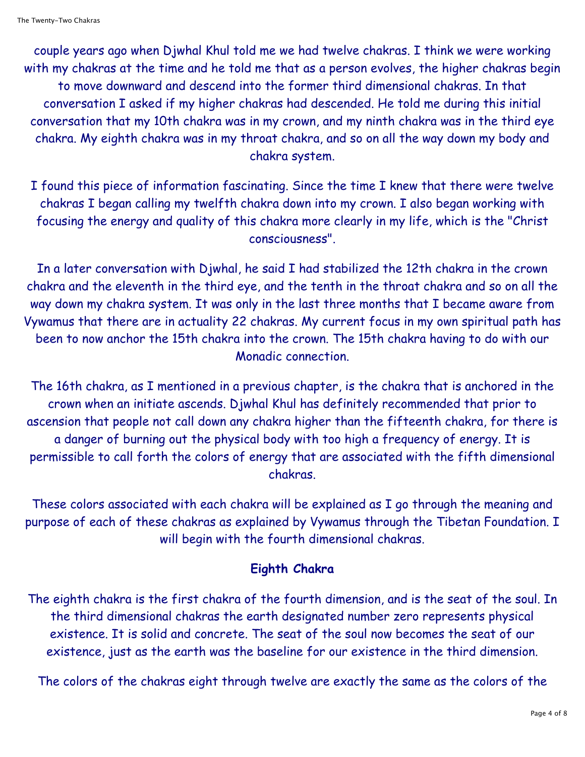couple years ago when Djwhal Khul told me we had twelve chakras. I think we were working with my chakras at the time and he told me that as a person evolves, the higher chakras begin to move downward and descend into the former third dimensional chakras. In that conversation I asked if my higher chakras had descended. He told me during this initial conversation that my 10th chakra was in my crown, and my ninth chakra was in the third eye chakra. My eighth chakra was in my throat chakra, and so on all the way down my body and chakra system.

I found this piece of information fascinating. Since the time I knew that there were twelve chakras I began calling my twelfth chakra down into my crown. I also began working with focusing the energy and quality of this chakra more clearly in my life, which is the "Christ consciousness".

In a later conversation with Djwhal, he said I had stabilized the 12th chakra in the crown chakra and the eleventh in the third eye, and the tenth in the throat chakra and so on all the way down my chakra system. It was only in the last three months that I became aware from Vywamus that there are in actuality 22 chakras. My current focus in my own spiritual path has been to now anchor the 15th chakra into the crown. The 15th chakra having to do with our Monadic connection.

The 16th chakra, as I mentioned in a previous chapter, is the chakra that is anchored in the crown when an initiate ascends. Djwhal Khul has definitely recommended that prior to ascension that people not call down any chakra higher than the fifteenth chakra, for there is a danger of burning out the physical body with too high a frequency of energy. It is permissible to call forth the colors of energy that are associated with the fifth dimensional chakras.

These colors associated with each chakra will be explained as I go through the meaning and purpose of each of these chakras as explained by Vywamus through the Tibetan Foundation. I will begin with the fourth dimensional chakras.

## Eighth Chakra

The eighth chakra is the first chakra of the fourth dimension, and is the seat of the soul. In the third dimensional chakras the earth designated number zero represents physical existence. It is solid and concrete. The seat of the soul now becomes the seat of our existence, just as the earth was the baseline for our existence in the third dimension.

The colors of the chakras eight through twelve are exactly the same as the colors of the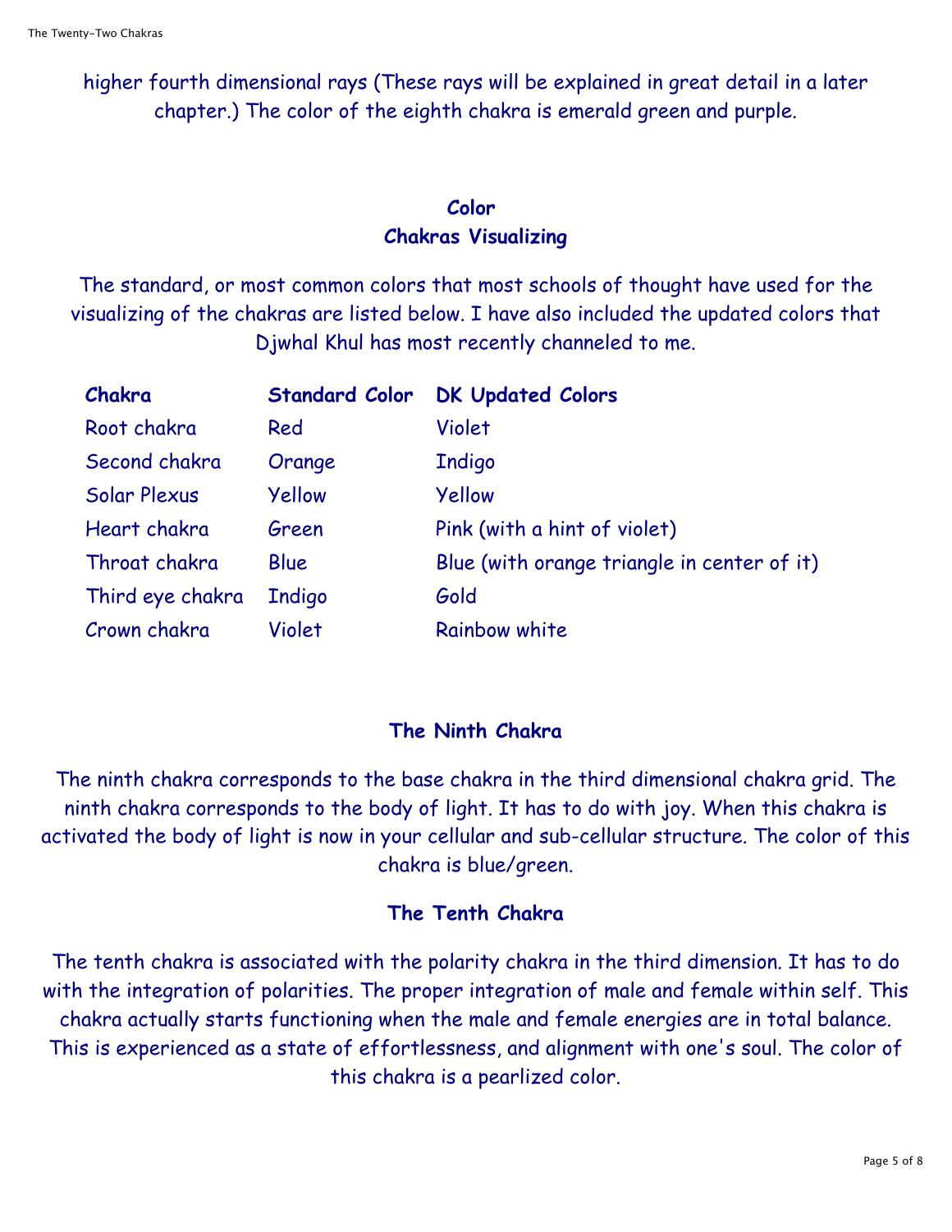higher fourth dimensional rays (These rays will be explained in great detail in a later chapter.) The color of the eighth chakra is emerald green and purple.

## Color
## Chakras Visualizing

The standard, or most common colors that most schools of thought have used for the visualizing of the chakras are listed below. I have also included the updated colors that Djwhal Khul has most recently channeled to me.

| Chakra | Standard Color | DK Updated Colors |
| --- | --- | --- |
| Root chakra | Red | Violet |
| Second chakra | Orange | Indigo |
| Solar Plexus | Yellow | Yellow |
| Heart chakra | Green | Pink (with a hint of violet) |
| Throat chakra | Blue | Blue (with orange triangle in center of it) |
| Third eye chakra | Indigo | Gold |
| Crown chakra | Violet | Rainbow white |

## The Ninth Chakra

The ninth chakra corresponds to the base chakra in the third dimensional chakra grid. The ninth chakra corresponds to the body of light. It has to do with joy. When this chakra is activated the body of light is now in your cellular and sub-cellular structure. The color of this chakra is blue/green.

## The Tenth Chakra

The tenth chakra is associated with the polarity chakra in the third dimension. It has to do with the integration of polarities. The proper integration of male and female within self. This chakra actually starts functioning when the male and female energies are in total balance. This is experienced as a state of effortlessness, and alignment with one's soul. The color of this chakra is a pearlized color.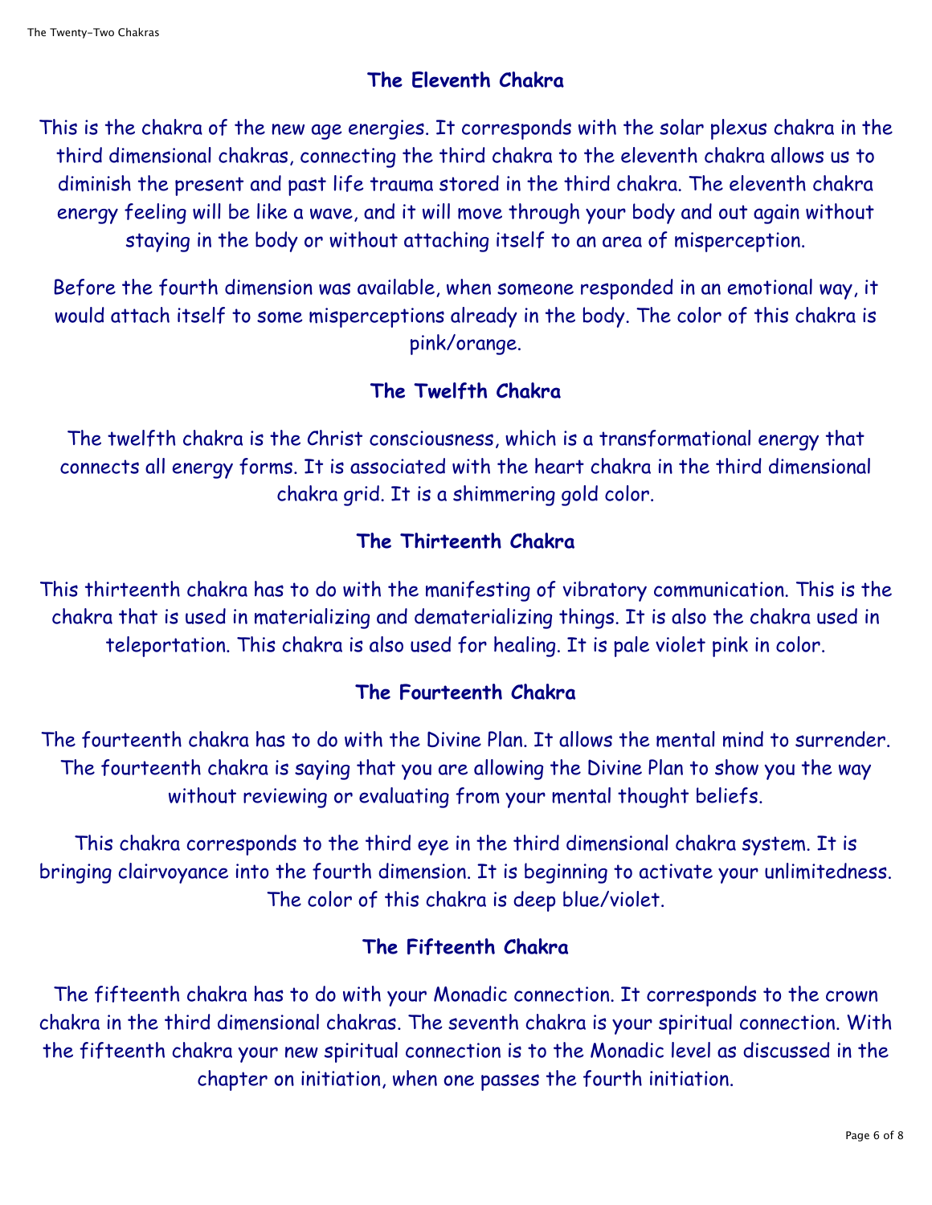## The Eleventh Chakra

This is the chakra of the new age energies. It corresponds with the solar plexus chakra in the third dimensional chakras, connecting the third chakra to the eleventh chakra allows us to diminish the present and past life trauma stored in the third chakra. The eleventh chakra energy feeling will be like a wave, and it will move through your body and out again without staying in the body or without attaching itself to an area of misperception.

Before the fourth dimension was available, when someone responded in an emotional way, it would attach itself to some misperceptions already in the body. The color of this chakra is pink/orange.

## The Twelfth Chakra

The twelfth chakra is the Christ consciousness, which is a transformational energy that connects all energy forms. It is associated with the heart chakra in the third dimensional chakra grid. It is a shimmering gold color.

## The Thirteenth Chakra

This thirteenth chakra has to do with the manifesting of vibratory communication. This is the chakra that is used in materializing and dematerializing things. It is also the chakra used in teleportation. This chakra is also used for healing. It is pale violet pink in color.

## The Fourteenth Chakra

The fourteenth chakra has to do with the Divine Plan. It allows the mental mind to surrender. The fourteenth chakra is saying that you are allowing the Divine Plan to show you the way without reviewing or evaluating from your mental thought beliefs.

This chakra corresponds to the third eye in the third dimensional chakra system. It is bringing clairvoyance into the fourth dimension. It is beginning to activate your unlimitedness. The color of this chakra is deep blue/violet.

## The Fifteenth Chakra

The fifteenth chakra has to do with your Monadic connection. It corresponds to the crown chakra in the third dimensional chakras. The seventh chakra is your spiritual connection. With the fifteenth chakra your new spiritual connection is to the Monadic level as discussed in the chapter on initiation, when one passes the fourth initiation.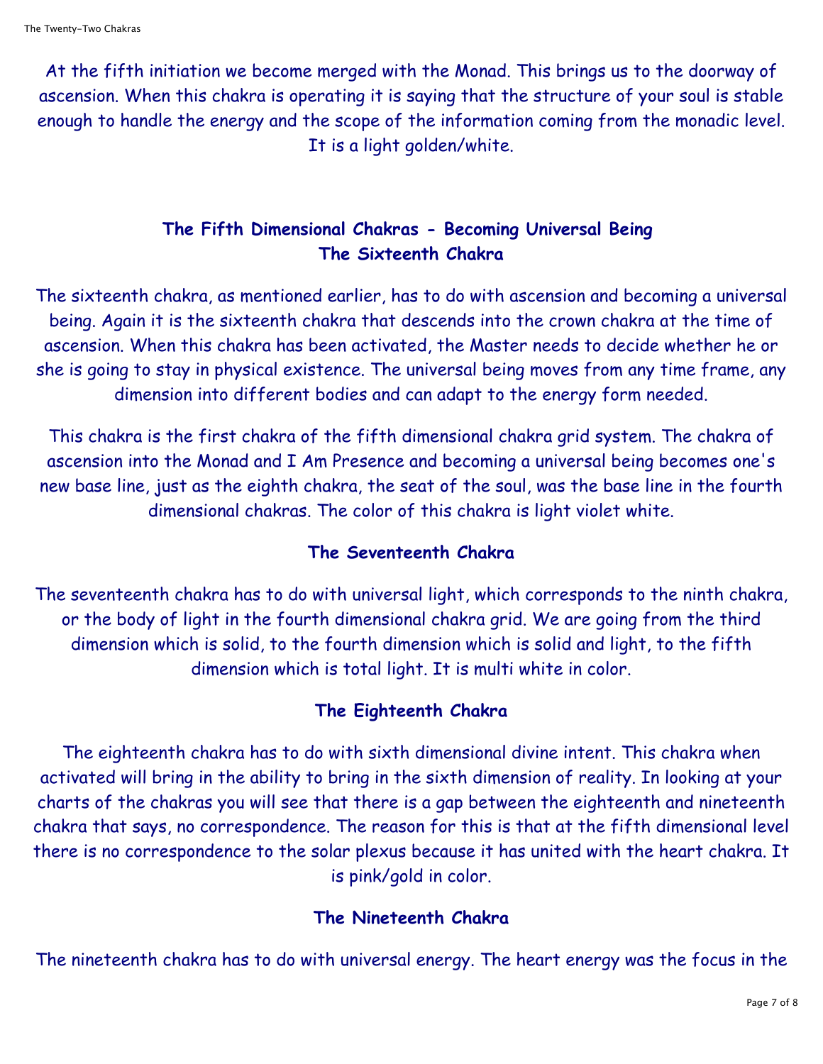At the fifth initiation we become merged with the Monad. This brings us to the doorway of ascension. When this chakra is operating it is saying that the structure of your soul is stable enough to handle the energy and the scope of the information coming from the monadic level. It is a light golden/white.

## The Fifth Dimensional Chakras - Becoming Universal Being

### The Sixteenth Chakra

The sixteenth chakra, as mentioned earlier, has to do with ascension and becoming a universal being. Again it is the sixteenth chakra that descends into the crown chakra at the time of ascension. When this chakra has been activated, the Master needs to decide whether he or she is going to stay in physical existence. The universal being moves from any time frame, any dimension into different bodies and can adapt to the energy form needed.

This chakra is the first chakra of the fifth dimensional chakra grid system. The chakra of ascension into the Monad and I Am Presence and becoming a universal being becomes one's new base line, just as the eighth chakra, the seat of the soul, was the base line in the fourth dimensional chakras. The color of this chakra is light violet white.

### The Seventeenth Chakra

The seventeenth chakra has to do with universal light, which corresponds to the ninth chakra, or the body of light in the fourth dimensional chakra grid. We are going from the third dimension which is solid, to the fourth dimension which is solid and light, to the fifth dimension which is total light. It is multi white in color.

### The Eighteenth Chakra

The eighteenth chakra has to do with sixth dimensional divine intent. This chakra when activated will bring in the ability to bring in the sixth dimension of reality. In looking at your charts of the chakras you will see that there is a gap between the eighteenth and nineteenth chakra that says, no correspondence. The reason for this is that at the fifth dimensional level there is no correspondence to the solar plexus because it has united with the heart chakra. It is pink/gold in color.

### The Nineteenth Chakra

The nineteenth chakra has to do with universal energy. The heart energy was the focus in the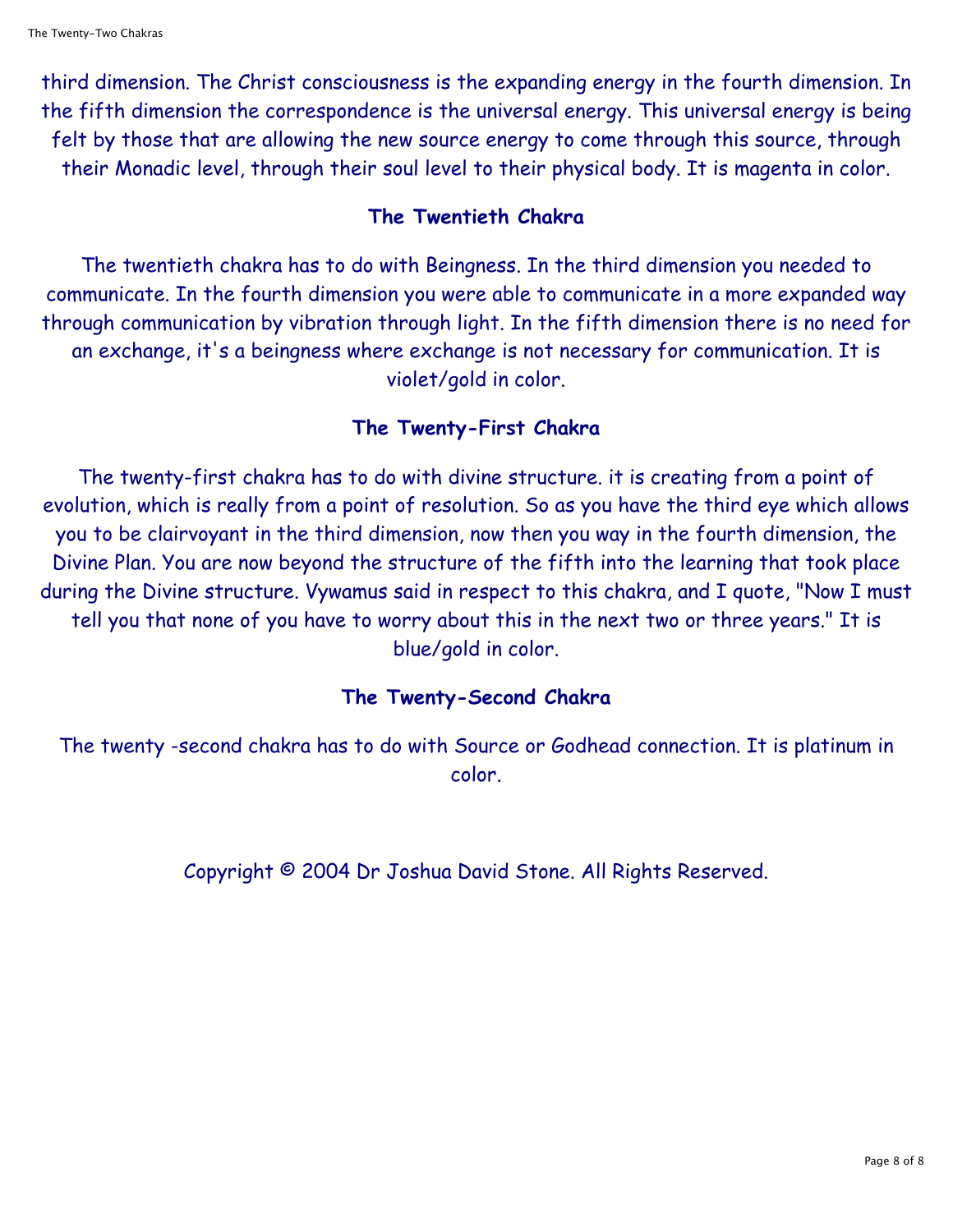third dimension. The Christ consciousness is the expanding energy in the fourth dimension. In the fifth dimension the correspondence is the universal energy. This universal energy is being felt by those that are allowing the new source energy to come through this source, through their Monadic level, through their soul level to their physical body. It is magenta in color.

### The Twentieth Chakra

The twentieth chakra has to do with Beingness. In the third dimension you needed to communicate. In the fourth dimension you were able to communicate in a more expanded way through communication by vibration through light. In the fifth dimension there is no need for an exchange, it's a beingness where exchange is not necessary for communication. It is violet/gold in color.

### The Twenty-First Chakra

The twenty-first chakra has to do with divine structure. it is creating from a point of evolution, which is really from a point of resolution. So as you have the third eye which allows you to be clairvoyant in the third dimension, now then you way in the fourth dimension, the Divine Plan. You are now beyond the structure of the fifth into the learning that took place during the Divine structure. Vywamus said in respect to this chakra, and I quote, "Now I must tell you that none of you have to worry about this in the next two or three years." It is blue/gold in color.

### The Twenty-Second Chakra

The twenty -second chakra has to do with Source or Godhead connection. It is platinum in color.

Copyright © 2004 Dr Joshua David Stone. All Rights Reserved.